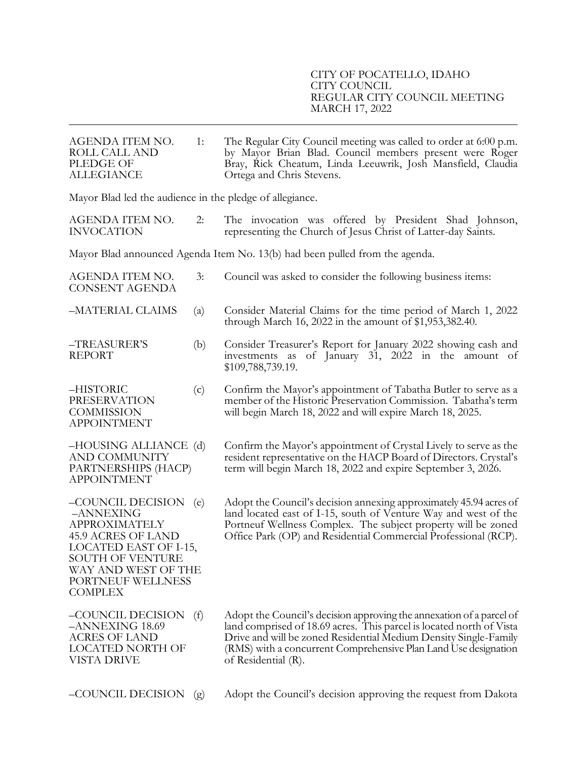CITY OF POCATELLO, IDAHO
CITY COUNCIL
REGULAR CITY COUNCIL MEETING
MARCH 17, 2022

---

**AGENDA ITEM NO. 1: ROLL CALL AND PLEDGE OF ALLEGIANCE**

The Regular City Council meeting was called to order at 6:00 p.m. by Mayor Brian Blad. Council members present were Roger Bray, Rick Cheatum, Linda Leeuwrik, Josh Mansfield, Claudia Ortega and Chris Stevens.

Mayor Blad led the audience in the pledge of allegiance.

**AGENDA ITEM NO. 2: INVOCATION**

The invocation was offered by President Shad Johnson, representing the Church of Jesus Christ of Latter-day Saints.

Mayor Blad announced Agenda Item No. 13(b) had been pulled from the agenda.

**AGENDA ITEM NO. 3: CONSENT AGENDA**

Council was asked to consider the following business items:

**–MATERIAL CLAIMS** (a) Consider Material Claims for the time period of March 1, 2022 through March 16, 2022 in the amount of $1,953,382.40.

**–TREASURER'S REPORT** (b) Consider Treasurer's Report for January 2022 showing cash and investments as of January 31, 2022 in the amount of $109,788,739.19.

**–HISTORIC PRESERVATION COMMISSION APPOINTMENT** (c) Confirm the Mayor's appointment of Tabatha Butler to serve as a member of the Historic Preservation Commission. Tabatha's term will begin March 18, 2022 and will expire March 18, 2025.

**–HOUSING ALLIANCE AND COMMUNITY PARTNERSHIPS (HACP) APPOINTMENT** (d) Confirm the Mayor's appointment of Crystal Lively to serve as the resident representative on the HACP Board of Directors. Crystal's term will begin March 18, 2022 and expire September 3, 2026.

**–COUNCIL DECISION –ANNEXING APPROXIMATELY 45.9 ACRES OF LAND LOCATED EAST OF I-15, SOUTH OF VENTURE WAY AND WEST OF THE PORTNEUF WELLNESS COMPLEX** (e) Adopt the Council's decision annexing approximately 45.94 acres of land located east of I-15, south of Venture Way and west of the Portneuf Wellness Complex. The subject property will be zoned Office Park (OP) and Residential Commercial Professional (RCP).

**–COUNCIL DECISION –ANNEXING 18.69 ACRES OF LAND LOCATED NORTH OF VISTA DRIVE** (f) Adopt the Council's decision approving the annexation of a parcel of land comprised of 18.69 acres. This parcel is located north of Vista Drive and will be zoned Residential Medium Density Single-Family (RMS) with a concurrent Comprehensive Plan Land Use designation of Residential (R).

**–COUNCIL DECISION** (g) Adopt the Council's decision approving the request from Dakota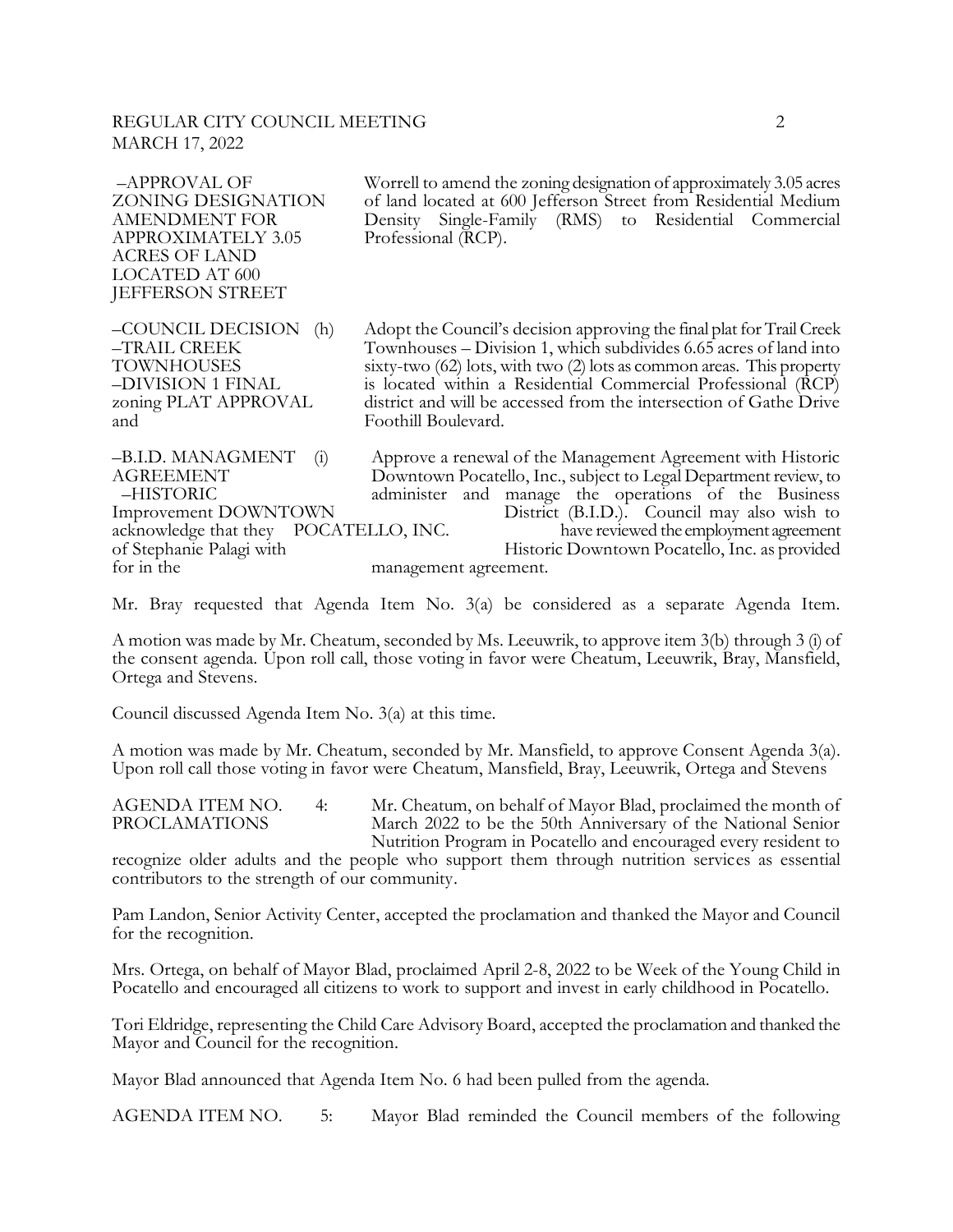–APPROVAL OF ZONING DESIGNATION AMENDMENT FOR APPROXIMATELY 3.05 ACRES OF LAND LOCATED AT 600 JEFFERSON STREET

Worrell to amend the zoning designation of approximately 3.05 acres of land located at 600 Jefferson Street from Residential Medium Density Single-Family (RMS) to Residential Commercial Professional (RCP).

–COUNCIL DECISION (h) –TRAIL CREEK TOWNHOUSES –DIVISION 1 FINAL zoning PLAT APPROVAL and

Adopt the Council's decision approving the final plat for Trail Creek Townhouses – Division 1, which subdivides 6.65 acres of land into sixty-two (62) lots, with two (2) lots as common areas. This property is located within a Residential Commercial Professional (RCP) district and will be accessed from the intersection of Gathe Drive Foothill Boulevard.

–B.I.D. MANAGMENT (i) AGREEMENT –HISTORIC DOWNTOWN POCATELLO, INC.

Approve a renewal of the Management Agreement with Historic Downtown Pocatello, Inc., subject to Legal Department review, to administer and manage the operations of the Business Improvement District (B.I.D.). Council may also wish to acknowledge that they have reviewed the employment agreement of Stephanie Palagi with Historic Downtown Pocatello, Inc. as provided for in the management agreement.

Mr. Bray requested that Agenda Item No. 3(a) be considered as a separate Agenda Item.

A motion was made by Mr. Cheatum, seconded by Ms. Leeuwrik, to approve item 3(b) through 3 (i) of the consent agenda. Upon roll call, those voting in favor were Cheatum, Leeuwrik, Bray, Mansfield, Ortega and Stevens.

Council discussed Agenda Item No. 3(a) at this time.

A motion was made by Mr. Cheatum, seconded by Mr. Mansfield, to approve Consent Agenda 3(a). Upon roll call those voting in favor were Cheatum, Mansfield, Bray, Leeuwrik, Ortega and Stevens

AGENDA ITEM NO. 4: PROCLAMATIONS

Mr. Cheatum, on behalf of Mayor Blad, proclaimed the month of March 2022 to be the 50th Anniversary of the National Senior Nutrition Program in Pocatello and encouraged every resident to recognize older adults and the people who support them through nutrition services as essential contributors to the strength of our community.

Pam Landon, Senior Activity Center, accepted the proclamation and thanked the Mayor and Council for the recognition.

Mrs. Ortega, on behalf of Mayor Blad, proclaimed April 2-8, 2022 to be Week of the Young Child in Pocatello and encouraged all citizens to work to support and invest in early childhood in Pocatello.

Tori Eldridge, representing the Child Care Advisory Board, accepted the proclamation and thanked the Mayor and Council for the recognition.

Mayor Blad announced that Agenda Item No. 6 had been pulled from the agenda.

AGENDA ITEM NO. 5: Mayor Blad reminded the Council members of the following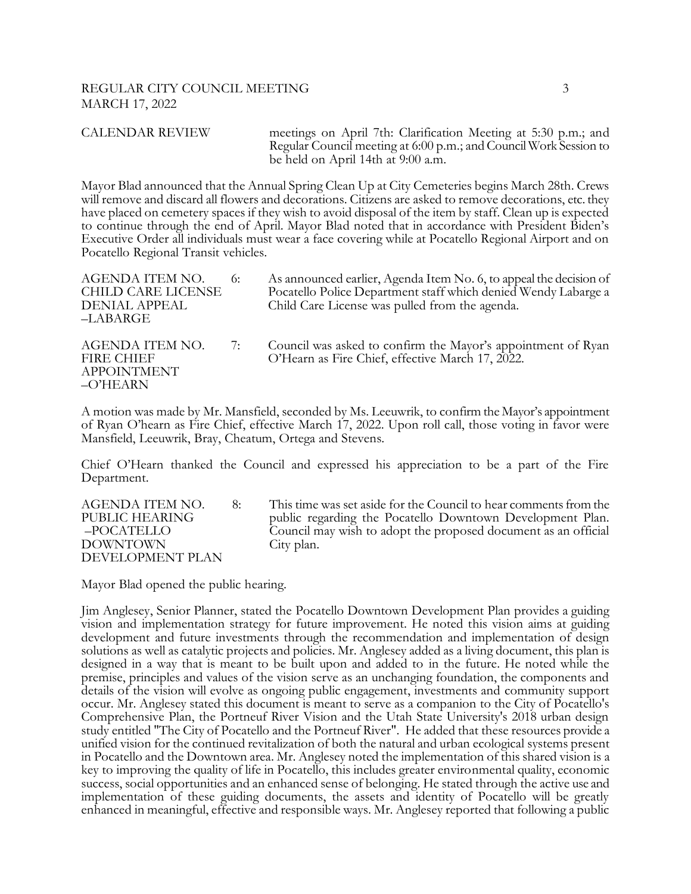CALENDAR REVIEW meetings on April 7th: Clarification Meeting at 5:30 p.m.; and Regular Council meeting at 6:00 p.m.; and Council Work Session to be held on April 14th at 9:00 a.m.

Mayor Blad announced that the Annual Spring Clean Up at City Cemeteries begins March 28th. Crews will remove and discard all flowers and decorations. Citizens are asked to remove decorations, etc. they have placed on cemetery spaces if they wish to avoid disposal of the item by staff. Clean up is expected to continue through the end of April. Mayor Blad noted that in accordance with President Biden's Executive Order all individuals must wear a face covering while at Pocatello Regional Airport and on Pocatello Regional Transit vehicles.

AGENDA ITEM NO. 6: CHILD CARE LICENSE DENIAL APPEAL –LABARGE

As announced earlier, Agenda Item No. 6, to appeal the decision of Pocatello Police Department staff which denied Wendy Labarge a Child Care License was pulled from the agenda.

AGENDA ITEM NO. 7: FIRE CHIEF APPOINTMENT –O'HEARN

Council was asked to confirm the Mayor's appointment of Ryan O'Hearn as Fire Chief, effective March 17, 2022.

A motion was made by Mr. Mansfield, seconded by Ms. Leeuwrik, to confirm the Mayor's appointment of Ryan O'hearn as Fire Chief, effective March 17, 2022. Upon roll call, those voting in favor were Mansfield, Leeuwrik, Bray, Cheatum, Ortega and Stevens.

Chief O'Hearn thanked the Council and expressed his appreciation to be a part of the Fire Department.

AGENDA ITEM NO. 8: PUBLIC HEARING –POCATELLO DOWNTOWN DEVELOPMENT PLAN

This time was set aside for the Council to hear comments from the public regarding the Pocatello Downtown Development Plan. Council may wish to adopt the proposed document as an official City plan.

Mayor Blad opened the public hearing.

Jim Anglesey, Senior Planner, stated the Pocatello Downtown Development Plan provides a guiding vision and implementation strategy for future improvement. He noted this vision aims at guiding development and future investments through the recommendation and implementation of design solutions as well as catalytic projects and policies. Mr. Anglesey added as a living document, this plan is designed in a way that is meant to be built upon and added to in the future. He noted while the premise, principles and values of the vision serve as an unchanging foundation, the components and details of the vision will evolve as ongoing public engagement, investments and community support occur. Mr. Anglesey stated this document is meant to serve as a companion to the City of Pocatello's Comprehensive Plan, the Portneuf River Vision and the Utah State University's 2018 urban design study entitled "The City of Pocatello and the Portneuf River". He added that these resources provide a unified vision for the continued revitalization of both the natural and urban ecological systems present in Pocatello and the Downtown area. Mr. Anglesey noted the implementation of this shared vision is a key to improving the quality of life in Pocatello, this includes greater environmental quality, economic success, social opportunities and an enhanced sense of belonging. He stated through the active use and implementation of these guiding documents, the assets and identity of Pocatello will be greatly enhanced in meaningful, effective and responsible ways. Mr. Anglesey reported that following a public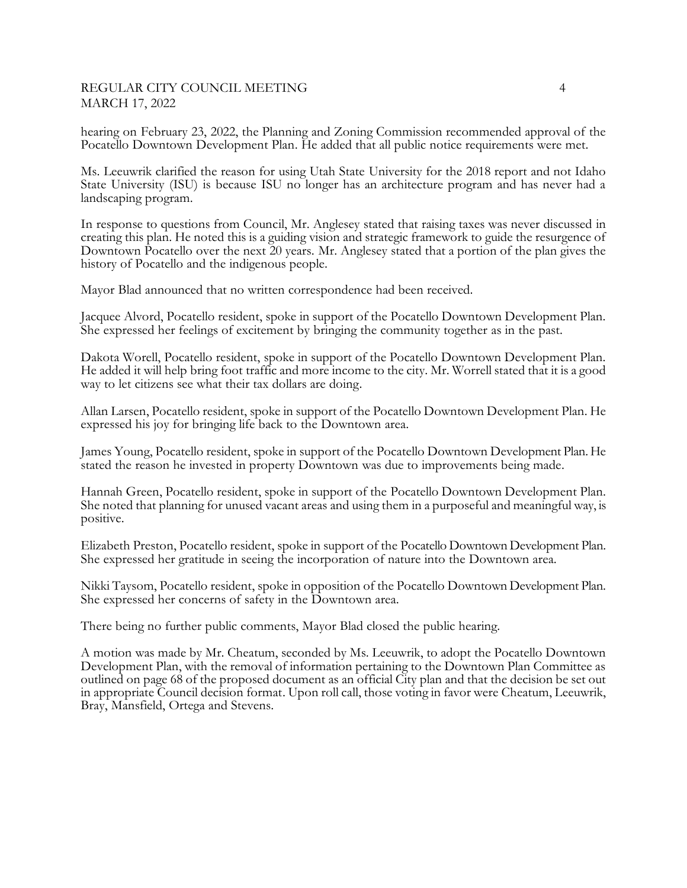hearing on February 23, 2022, the Planning and Zoning Commission recommended approval of the Pocatello Downtown Development Plan. He added that all public notice requirements were met.

Ms. Leeuwrik clarified the reason for using Utah State University for the 2018 report and not Idaho State University (ISU) is because ISU no longer has an architecture program and has never had a landscaping program.

In response to questions from Council, Mr. Anglesey stated that raising taxes was never discussed in creating this plan. He noted this is a guiding vision and strategic framework to guide the resurgence of Downtown Pocatello over the next 20 years. Mr. Anglesey stated that a portion of the plan gives the history of Pocatello and the indigenous people.

Mayor Blad announced that no written correspondence had been received.

Jacquee Alvord, Pocatello resident, spoke in support of the Pocatello Downtown Development Plan. She expressed her feelings of excitement by bringing the community together as in the past.

Dakota Worell, Pocatello resident, spoke in support of the Pocatello Downtown Development Plan. He added it will help bring foot traffic and more income to the city. Mr. Worrell stated that it is a good way to let citizens see what their tax dollars are doing.

Allan Larsen, Pocatello resident, spoke in support of the Pocatello Downtown Development Plan. He expressed his joy for bringing life back to the Downtown area.

James Young, Pocatello resident, spoke in support of the Pocatello Downtown Development Plan. He stated the reason he invested in property Downtown was due to improvements being made.

Hannah Green, Pocatello resident, spoke in support of the Pocatello Downtown Development Plan. She noted that planning for unused vacant areas and using them in a purposeful and meaningful way, is positive.

Elizabeth Preston, Pocatello resident, spoke in support of the Pocatello Downtown Development Plan. She expressed her gratitude in seeing the incorporation of nature into the Downtown area.

Nikki Taysom, Pocatello resident, spoke in opposition of the Pocatello Downtown Development Plan. She expressed her concerns of safety in the Downtown area.

There being no further public comments, Mayor Blad closed the public hearing.

A motion was made by Mr. Cheatum, seconded by Ms. Leeuwrik, to adopt the Pocatello Downtown Development Plan, with the removal of information pertaining to the Downtown Plan Committee as outlined on page 68 of the proposed document as an official City plan and that the decision be set out in appropriate Council decision format. Upon roll call, those voting in favor were Cheatum, Leeuwrik, Bray, Mansfield, Ortega and Stevens.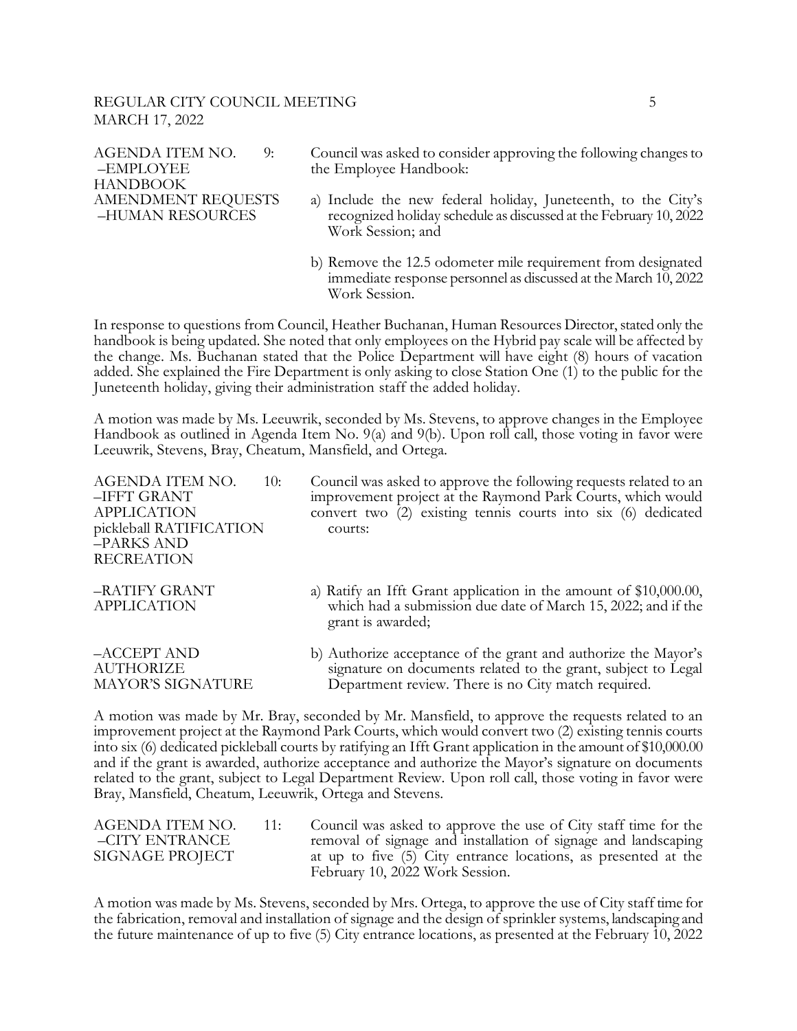AGENDA ITEM NO. 9: –EMPLOYEE HANDBOOK AMENDMENT REQUESTS –HUMAN RESOURCES

Council was asked to consider approving the following changes to the Employee Handbook:

a) Include the new federal holiday, Juneteenth, to the City's recognized holiday schedule as discussed at the February 10, 2022 Work Session; and

b) Remove the 12.5 odometer mile requirement from designated immediate response personnel as discussed at the March 10, 2022 Work Session.

In response to questions from Council, Heather Buchanan, Human Resources Director, stated only the handbook is being updated. She noted that only employees on the Hybrid pay scale will be affected by the change. Ms. Buchanan stated that the Police Department will have eight (8) hours of vacation added. She explained the Fire Department is only asking to close Station One (1) to the public for the Juneteenth holiday, giving their administration staff the added holiday.

A motion was made by Ms. Leeuwrik, seconded by Ms. Stevens, to approve changes in the Employee Handbook as outlined in Agenda Item No. 9(a) and 9(b). Upon roll call, those voting in favor were Leeuwrik, Stevens, Bray, Cheatum, Mansfield, and Ortega.

AGENDA ITEM NO. 10: –IFFT GRANT APPLICATION pickleball RATIFICATION –PARKS AND RECREATION

Council was asked to approve the following requests related to an improvement project at the Raymond Park Courts, which would convert two (2) existing tennis courts into six (6) dedicated courts:

–RATIFY GRANT APPLICATION

a) Ratify an Ifft Grant application in the amount of $10,000.00, which had a submission due date of March 15, 2022; and if the grant is awarded;

–ACCEPT AND AUTHORIZE MAYOR'S SIGNATURE

b) Authorize acceptance of the grant and authorize the Mayor's signature on documents related to the grant, subject to Legal Department review. There is no City match required.

A motion was made by Mr. Bray, seconded by Mr. Mansfield, to approve the requests related to an improvement project at the Raymond Park Courts, which would convert two (2) existing tennis courts into six (6) dedicated pickleball courts by ratifying an Ifft Grant application in the amount of $10,000.00 and if the grant is awarded, authorize acceptance and authorize the Mayor's signature on documents related to the grant, subject to Legal Department Review. Upon roll call, those voting in favor were Bray, Mansfield, Cheatum, Leeuwrik, Ortega and Stevens.

AGENDA ITEM NO. 11: –CITY ENTRANCE SIGNAGE PROJECT

Council was asked to approve the use of City staff time for the removal of signage and installation of signage and landscaping at up to five (5) City entrance locations, as presented at the February 10, 2022 Work Session.

A motion was made by Ms. Stevens, seconded by Mrs. Ortega, to approve the use of City staff time for the fabrication, removal and installation of signage and the design of sprinkler systems, landscaping and the future maintenance of up to five (5) City entrance locations, as presented at the February 10, 2022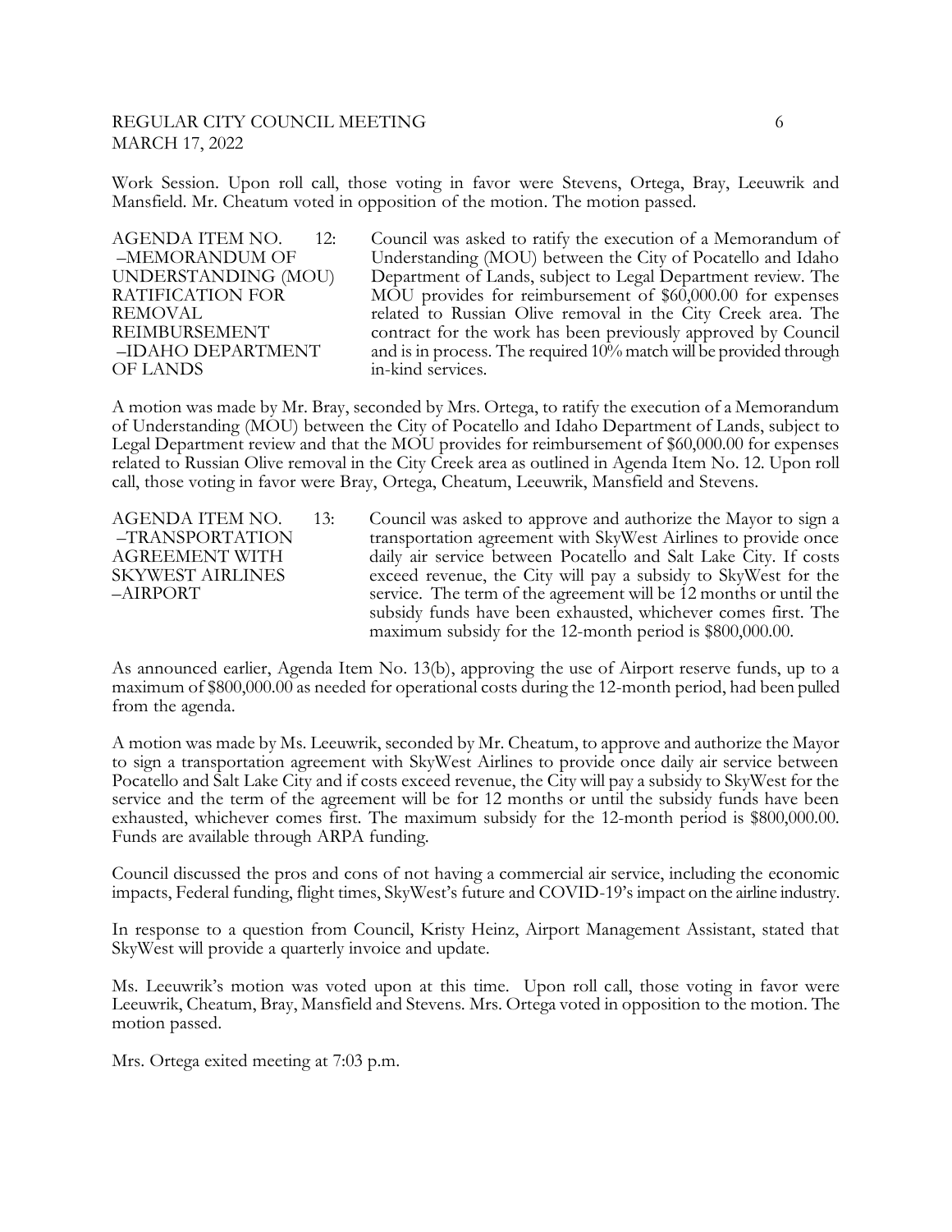Work Session. Upon roll call, those voting in favor were Stevens, Ortega, Bray, Leeuwrik and Mansfield. Mr. Cheatum voted in opposition of the motion. The motion passed.

AGENDA ITEM NO. 12: –MEMORANDUM OF UNDERSTANDING (MOU) RATIFICATION FOR REMOVAL REIMBURSEMENT –IDAHO DEPARTMENT OF LANDS

Council was asked to ratify the execution of a Memorandum of Understanding (MOU) between the City of Pocatello and Idaho Department of Lands, subject to Legal Department review. The MOU provides for reimbursement of $60,000.00 for expenses related to Russian Olive removal in the City Creek area. The contract for the work has been previously approved by Council and is in process. The required 10% match will be provided through in-kind services.

A motion was made by Mr. Bray, seconded by Mrs. Ortega, to ratify the execution of a Memorandum of Understanding (MOU) between the City of Pocatello and Idaho Department of Lands, subject to Legal Department review and that the MOU provides for reimbursement of $60,000.00 for expenses related to Russian Olive removal in the City Creek area as outlined in Agenda Item No. 12. Upon roll call, those voting in favor were Bray, Ortega, Cheatum, Leeuwrik, Mansfield and Stevens.

AGENDA ITEM NO. 13: –TRANSPORTATION AGREEMENT WITH SKYWEST AIRLINES –AIRPORT

Council was asked to approve and authorize the Mayor to sign a transportation agreement with SkyWest Airlines to provide once daily air service between Pocatello and Salt Lake City. If costs exceed revenue, the City will pay a subsidy to SkyWest for the service. The term of the agreement will be 12 months or until the subsidy funds have been exhausted, whichever comes first. The maximum subsidy for the 12-month period is $800,000.00.

As announced earlier, Agenda Item No. 13(b), approving the use of Airport reserve funds, up to a maximum of $800,000.00 as needed for operational costs during the 12-month period, had been pulled from the agenda.

A motion was made by Ms. Leeuwrik, seconded by Mr. Cheatum, to approve and authorize the Mayor to sign a transportation agreement with SkyWest Airlines to provide once daily air service between Pocatello and Salt Lake City and if costs exceed revenue, the City will pay a subsidy to SkyWest for the service and the term of the agreement will be for 12 months or until the subsidy funds have been exhausted, whichever comes first. The maximum subsidy for the 12-month period is $800,000.00. Funds are available through ARPA funding.

Council discussed the pros and cons of not having a commercial air service, including the economic impacts, Federal funding, flight times, SkyWest's future and COVID-19's impact on the airline industry.

In response to a question from Council, Kristy Heinz, Airport Management Assistant, stated that SkyWest will provide a quarterly invoice and update.

Ms. Leeuwrik's motion was voted upon at this time. Upon roll call, those voting in favor were Leeuwrik, Cheatum, Bray, Mansfield and Stevens. Mrs. Ortega voted in opposition to the motion. The motion passed.

Mrs. Ortega exited meeting at 7:03 p.m.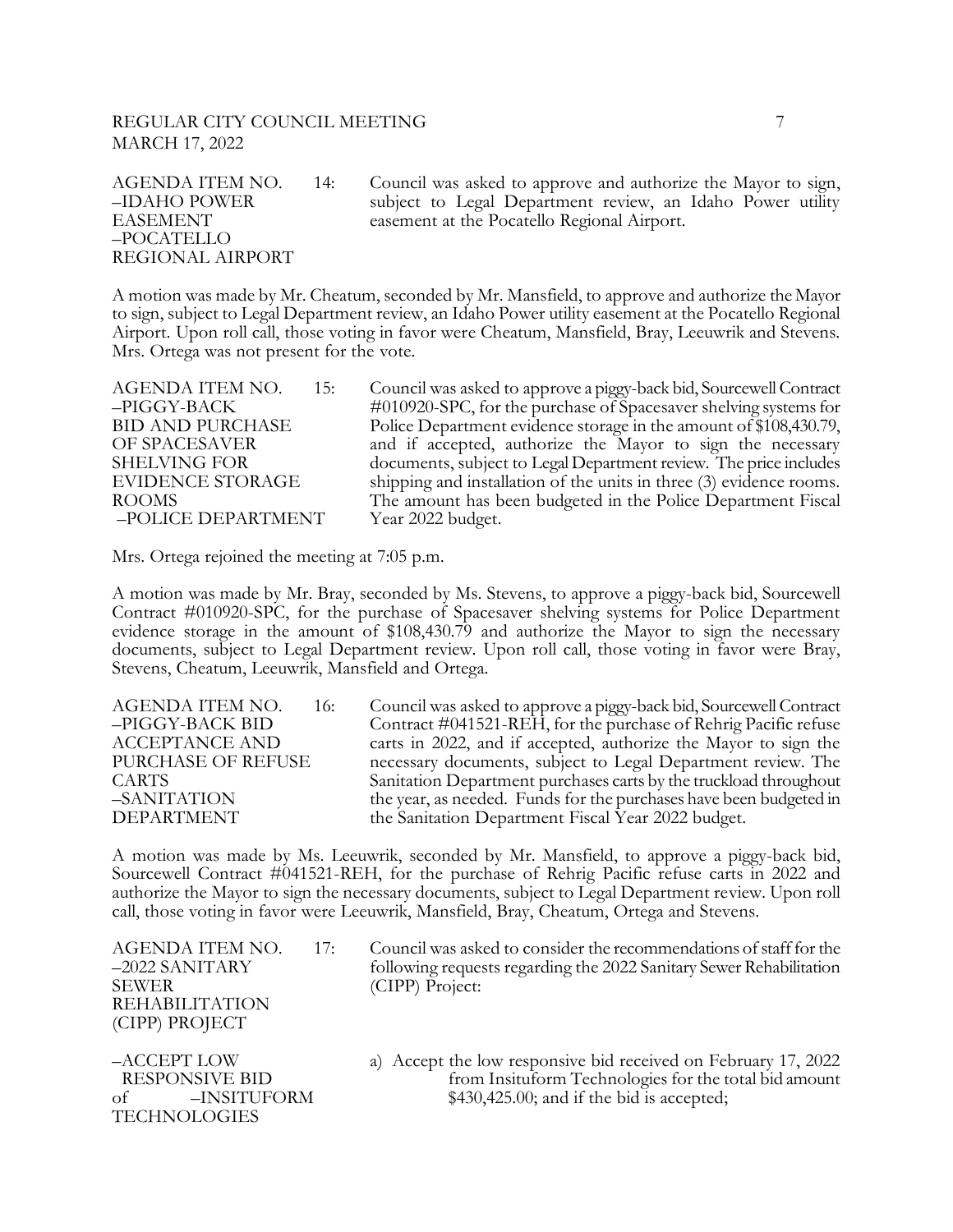AGENDA ITEM NO. 14: –IDAHO POWER EASEMENT –POCATELLO REGIONAL AIRPORT

Council was asked to approve and authorize the Mayor to sign, subject to Legal Department review, an Idaho Power utility easement at the Pocatello Regional Airport.

A motion was made by Mr. Cheatum, seconded by Mr. Mansfield, to approve and authorize the Mayor to sign, subject to Legal Department review, an Idaho Power utility easement at the Pocatello Regional Airport. Upon roll call, those voting in favor were Cheatum, Mansfield, Bray, Leeuwrik and Stevens. Mrs. Ortega was not present for the vote.

AGENDA ITEM NO. 15: –PIGGY-BACK BID AND PURCHASE OF SPACESAVER SHELVING FOR EVIDENCE STORAGE ROOMS –POLICE DEPARTMENT

Council was asked to approve a piggy-back bid, Sourcewell Contract #010920-SPC, for the purchase of Spacesaver shelving systems for Police Department evidence storage in the amount of $108,430.79, and if accepted, authorize the Mayor to sign the necessary documents, subject to Legal Department review. The price includes shipping and installation of the units in three (3) evidence rooms. The amount has been budgeted in the Police Department Fiscal Year 2022 budget.

Mrs. Ortega rejoined the meeting at 7:05 p.m.

A motion was made by Mr. Bray, seconded by Ms. Stevens, to approve a piggy-back bid, Sourcewell Contract #010920-SPC, for the purchase of Spacesaver shelving systems for Police Department evidence storage in the amount of $108,430.79 and authorize the Mayor to sign the necessary documents, subject to Legal Department review. Upon roll call, those voting in favor were Bray, Stevens, Cheatum, Leeuwrik, Mansfield and Ortega.

AGENDA ITEM NO. 16: –PIGGY-BACK BID ACCEPTANCE AND PURCHASE OF REFUSE CARTS –SANITATION DEPARTMENT

Council was asked to approve a piggy-back bid, Sourcewell Contract Contract #041521-REH, for the purchase of Rehrig Pacific refuse carts in 2022, and if accepted, authorize the Mayor to sign the necessary documents, subject to Legal Department review. The Sanitation Department purchases carts by the truckload throughout the year, as needed. Funds for the purchases have been budgeted in the Sanitation Department Fiscal Year 2022 budget.

A motion was made by Ms. Leeuwrik, seconded by Mr. Mansfield, to approve a piggy-back bid, Sourcewell Contract #041521-REH, for the purchase of Rehrig Pacific refuse carts in 2022 and authorize the Mayor to sign the necessary documents, subject to Legal Department review. Upon roll call, those voting in favor were Leeuwrik, Mansfield, Bray, Cheatum, Ortega and Stevens.

AGENDA ITEM NO. 17: –2022 SANITARY SEWER REHABILITATION (CIPP) PROJECT

Council was asked to consider the recommendations of staff for the following requests regarding the 2022 Sanitary Sewer Rehabilitation (CIPP) Project:

–ACCEPT LOW RESPONSIVE BID of –INSITUFORM TECHNOLOGIES

a) Accept the low responsive bid received on February 17, 2022 from Insituform Technologies for the total bid amount $430,425.00; and if the bid is accepted;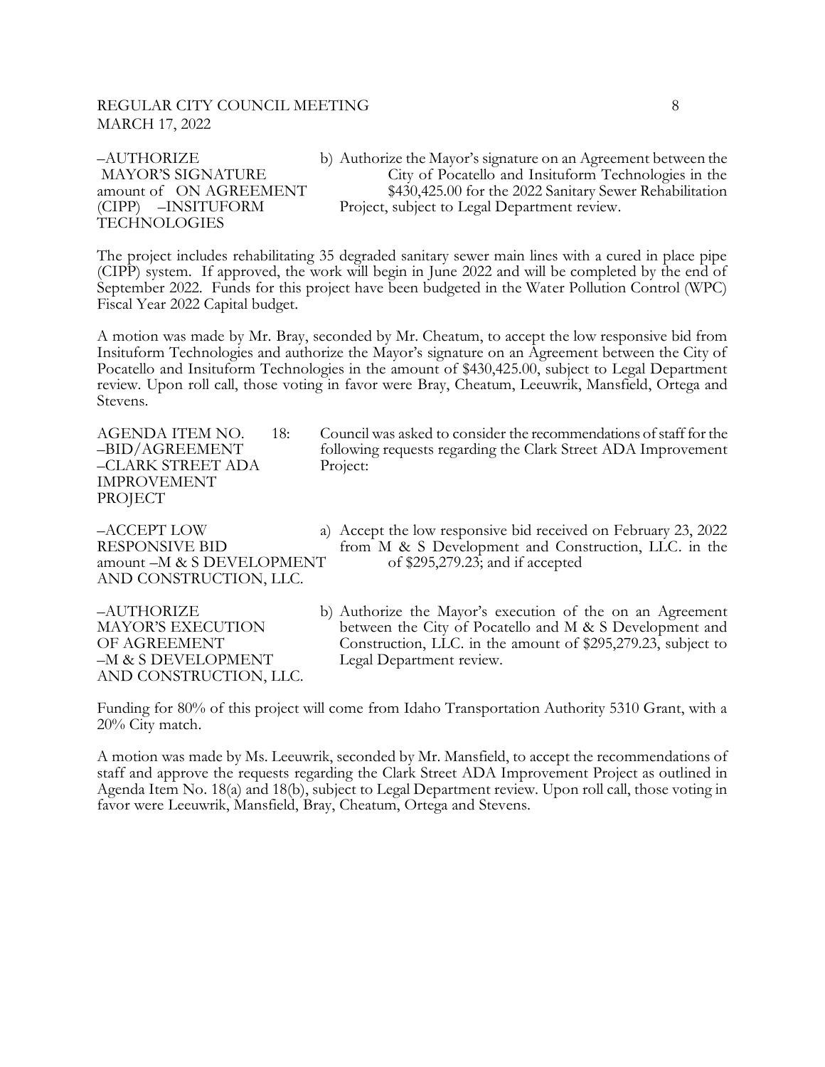–AUTHORIZE MAYOR'S SIGNATURE ON AGREEMENT (CIPP) –INSITUFORM TECHNOLOGIES

b) Authorize the Mayor's signature on an Agreement between the City of Pocatello and Insituform Technologies in the amount of \$430,425.00 for the 2022 Sanitary Sewer Rehabilitation Project, subject to Legal Department review.

The project includes rehabilitating 35 degraded sanitary sewer main lines with a cured in place pipe (CIPP) system. If approved, the work will begin in June 2022 and will be completed by the end of September 2022. Funds for this project have been budgeted in the Water Pollution Control (WPC) Fiscal Year 2022 Capital budget.

A motion was made by Mr. Bray, seconded by Mr. Cheatum, to accept the low responsive bid from Insituform Technologies and authorize the Mayor's signature on an Agreement between the City of Pocatello and Insituform Technologies in the amount of \$430,425.00, subject to Legal Department review. Upon roll call, those voting in favor were Bray, Cheatum, Leeuwrik, Mansfield, Ortega and Stevens.

AGENDA ITEM NO. 18: –BID/AGREEMENT –CLARK STREET ADA IMPROVEMENT PROJECT

Council was asked to consider the recommendations of staff for the following requests regarding the Clark Street ADA Improvement Project:

–ACCEPT LOW RESPONSIVE BID –M & S DEVELOPMENT AND CONSTRUCTION, LLC.

a) Accept the low responsive bid received on February 23, 2022 from M & S Development and Construction, LLC. in the amount of \$295,279.23; and if accepted

–AUTHORIZE MAYOR'S EXECUTION OF AGREEMENT –M & S DEVELOPMENT AND CONSTRUCTION, LLC.

b) Authorize the Mayor's execution of the on an Agreement between the City of Pocatello and M & S Development and Construction, LLC. in the amount of \$295,279.23, subject to Legal Department review.

Funding for 80% of this project will come from Idaho Transportation Authority 5310 Grant, with a 20% City match.

A motion was made by Ms. Leeuwrik, seconded by Mr. Mansfield, to accept the recommendations of staff and approve the requests regarding the Clark Street ADA Improvement Project as outlined in Agenda Item No. 18(a) and 18(b), subject to Legal Department review. Upon roll call, those voting in favor were Leeuwrik, Mansfield, Bray, Cheatum, Ortega and Stevens.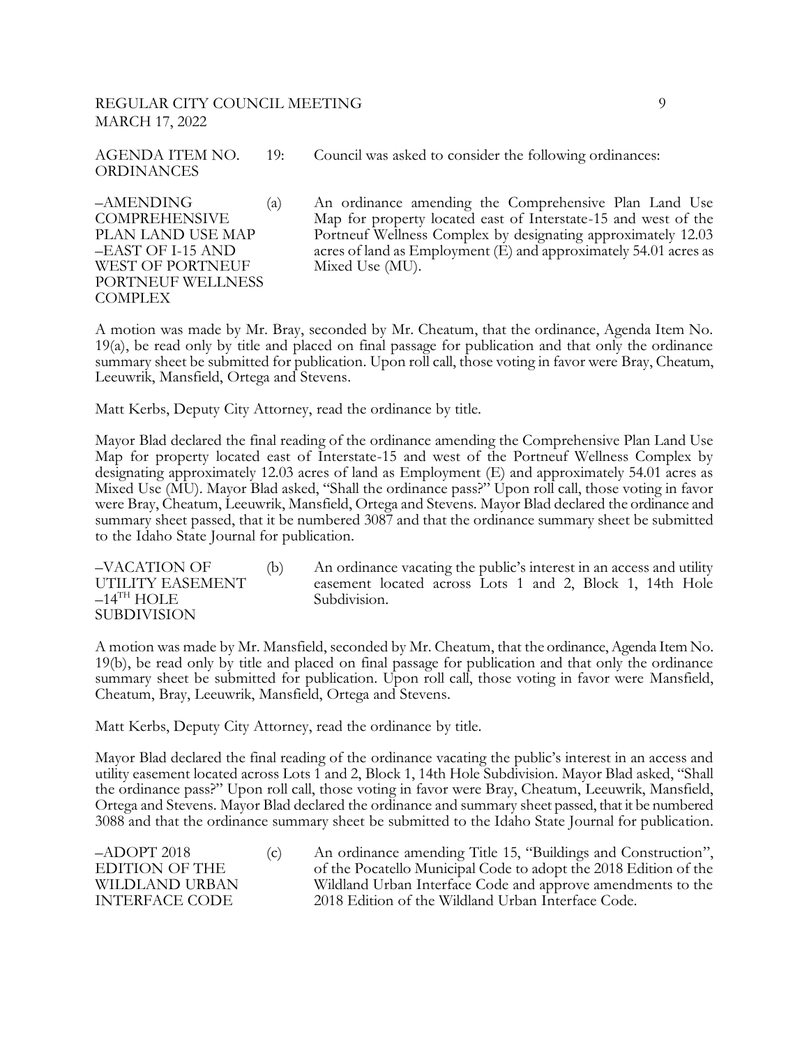AGENDA ITEM NO. 19: ORDINANCES

Council was asked to consider the following ordinances:

–AMENDING COMPREHENSIVE PLAN LAND USE MAP –EAST OF I-15 AND WEST OF PORTNEUF PORTNEUF WELLNESS COMPLEX

(a) An ordinance amending the Comprehensive Plan Land Use Map for property located east of Interstate-15 and west of the Portneuf Wellness Complex by designating approximately 12.03 acres of land as Employment (E) and approximately 54.01 acres as Mixed Use (MU).

A motion was made by Mr. Bray, seconded by Mr. Cheatum, that the ordinance, Agenda Item No. 19(a), be read only by title and placed on final passage for publication and that only the ordinance summary sheet be submitted for publication. Upon roll call, those voting in favor were Bray, Cheatum, Leeuwrik, Mansfield, Ortega and Stevens.

Matt Kerbs, Deputy City Attorney, read the ordinance by title.

Mayor Blad declared the final reading of the ordinance amending the Comprehensive Plan Land Use Map for property located east of Interstate-15 and west of the Portneuf Wellness Complex by designating approximately 12.03 acres of land as Employment (E) and approximately 54.01 acres as Mixed Use (MU). Mayor Blad asked, "Shall the ordinance pass?" Upon roll call, those voting in favor were Bray, Cheatum, Leeuwrik, Mansfield, Ortega and Stevens. Mayor Blad declared the ordinance and summary sheet passed, that it be numbered 3087 and that the ordinance summary sheet be submitted to the Idaho State Journal for publication.

–VACATION OF UTILITY EASEMENT –14TH HOLE SUBDIVISION

(b) An ordinance vacating the public's interest in an access and utility easement located across Lots 1 and 2, Block 1, 14th Hole Subdivision.

A motion was made by Mr. Mansfield, seconded by Mr. Cheatum, that the ordinance, Agenda Item No. 19(b), be read only by title and placed on final passage for publication and that only the ordinance summary sheet be submitted for publication. Upon roll call, those voting in favor were Mansfield, Cheatum, Bray, Leeuwrik, Mansfield, Ortega and Stevens.

Matt Kerbs, Deputy City Attorney, read the ordinance by title.

Mayor Blad declared the final reading of the ordinance vacating the public's interest in an access and utility easement located across Lots 1 and 2, Block 1, 14th Hole Subdivision. Mayor Blad asked, "Shall the ordinance pass?" Upon roll call, those voting in favor were Bray, Cheatum, Leeuwrik, Mansfield, Ortega and Stevens. Mayor Blad declared the ordinance and summary sheet passed, that it be numbered 3088 and that the ordinance summary sheet be submitted to the Idaho State Journal for publication.

–ADOPT 2018 EDITION OF THE WILDLAND URBAN INTERFACE CODE

(c) An ordinance amending Title 15, "Buildings and Construction", of the Pocatello Municipal Code to adopt the 2018 Edition of the Wildland Urban Interface Code and approve amendments to the 2018 Edition of the Wildland Urban Interface Code.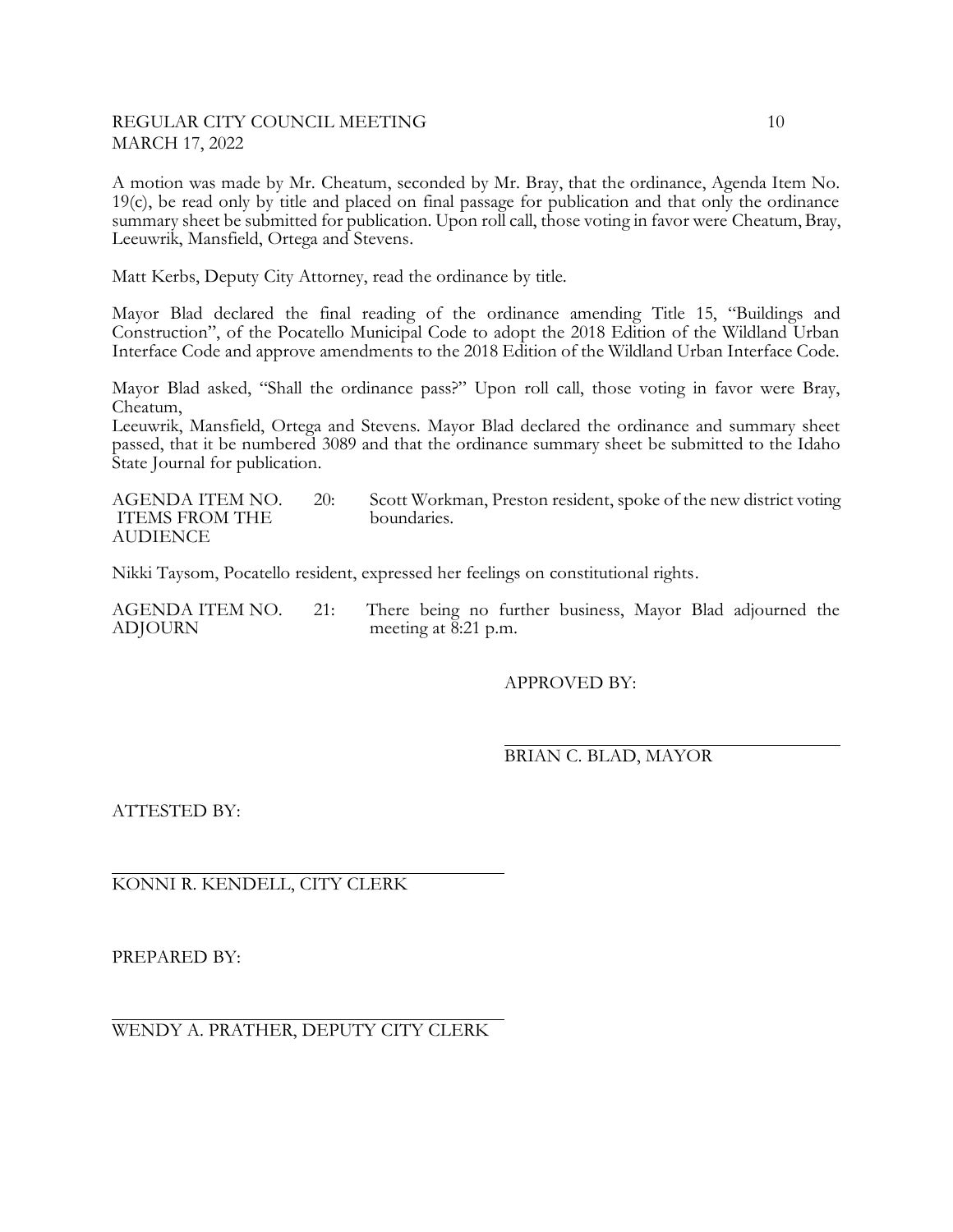A motion was made by Mr. Cheatum, seconded by Mr. Bray, that the ordinance, Agenda Item No. 19(c), be read only by title and placed on final passage for publication and that only the ordinance summary sheet be submitted for publication. Upon roll call, those voting in favor were Cheatum, Bray, Leeuwrik, Mansfield, Ortega and Stevens.

Matt Kerbs, Deputy City Attorney, read the ordinance by title.

Mayor Blad declared the final reading of the ordinance amending Title 15, "Buildings and Construction", of the Pocatello Municipal Code to adopt the 2018 Edition of the Wildland Urban Interface Code and approve amendments to the 2018 Edition of the Wildland Urban Interface Code.

Mayor Blad asked, "Shall the ordinance pass?" Upon roll call, those voting in favor were Bray, Cheatum,
Leeuwrik, Mansfield, Ortega and Stevens. Mayor Blad declared the ordinance and summary sheet passed, that it be numbered 3089 and that the ordinance summary sheet be submitted to the Idaho State Journal for publication.

AGENDA ITEM NO. 20: ITEMS FROM THE AUDIENCE

Scott Workman, Preston resident, spoke of the new district voting boundaries.

Nikki Taysom, Pocatello resident, expressed her feelings on constitutional rights.

AGENDA ITEM NO. 21: ADJOURN

There being no further business, Mayor Blad adjourned the meeting at 8:21 p.m.

APPROVED BY:

\_\_\_\_\_\_\_\_\_\_\_\_\_\_\_\_\_\_\_\_\_\_\_\_\_\_\_\_\_\_\_\_\_\_

BRIAN C. BLAD, MAYOR

ATTESTED BY:

\_\_\_\_\_\_\_\_\_\_\_\_\_\_\_\_\_\_\_\_\_\_\_\_\_\_\_\_\_\_\_\_\_\_

KONNI R. KENDELL, CITY CLERK

PREPARED BY:

\_\_\_\_\_\_\_\_\_\_\_\_\_\_\_\_\_\_\_\_\_\_\_\_\_\_\_\_\_\_\_\_\_\_

WENDY A. PRATHER, DEPUTY CITY CLERK